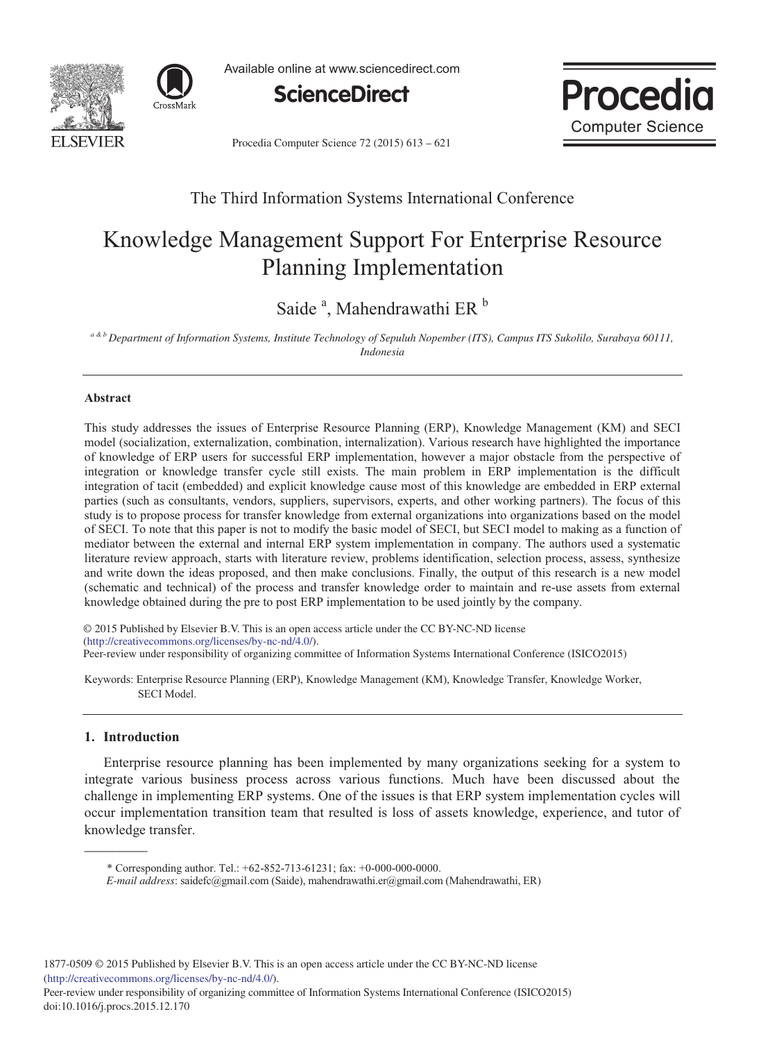The Third Information Systems International Conference

# Knowledge Management Support For Enterprise Resource Planning Implementation

Saide [a], Mahendrawathi ER [b]

[a & b] *Department of Information Systems, Institute Technology of Sepuluh Nopember (ITS), Campus ITS Sukolilo, Surabaya 60111, Indonesia*

## Abstract

This study addresses the issues of Enterprise Resource Planning (ERP), Knowledge Management (KM) and SECI model (socialization, externalization, combination, internalization). Various research have highlighted the importance of knowledge of ERP users for successful ERP implementation, however a major obstacle from the perspective of integration or knowledge transfer cycle still exists. The main problem in ERP implementation is the difficult integration of tacit (embedded) and explicit knowledge cause most of this knowledge are embedded in ERP external parties (such as consultants, vendors, suppliers, supervisors, experts, and other working partners). The focus of this study is to propose process for transfer knowledge from external organizations into organizations based on the model of SECI. To note that this paper is not to modify the basic model of SECI, but SECI model to making as a function of mediator between the external and internal ERP system implementation in company. The authors used a systematic literature review approach, starts with literature review, problems identification, selection process, assess, synthesize and write down the ideas proposed, and then make conclusions. Finally, the output of this research is a new model (schematic and technical) of the process and transfer knowledge order to maintain and re-use assets from external knowledge obtained during the pre to post ERP implementation to be used jointly by the company.

© 2015 Published by Elsevier B.V. This is an open access article under the CC BY-NC-ND license (http://creativecommons.org/licenses/by-nc-nd/4.0/).
Peer-review under responsibility of organizing committee of Information Systems International Conference (ISICO2015)

Keywords: Enterprise Resource Planning (ERP), Knowledge Management (KM), Knowledge Transfer, Knowledge Worker, SECI Model.

## 1. Introduction

Enterprise resource planning has been implemented by many organizations seeking for a system to integrate various business process across various functions. Much have been discussed about the challenge in implementing ERP systems. One of the issues is that ERP system implementation cycles will occur implementation transition team that resulted is loss of assets knowledge, experience, and tutor of knowledge transfer.

\* Corresponding author. Tel.: +62-852-713-61231; fax: +0-000-000-0000.
*E-mail address*: saidefc@gmail.com (Saide), mahendrawathi.er@gmail.com (Mahendrawathi, ER)

1877-0509 © 2015 Published by Elsevier B.V. This is an open access article under the CC BY-NC-ND license (http://creativecommons.org/licenses/by-nc-nd/4.0/).
Peer-review under responsibility of organizing committee of Information Systems International Conference (ISICO2015)
doi:10.1016/j.procs.2015.12.170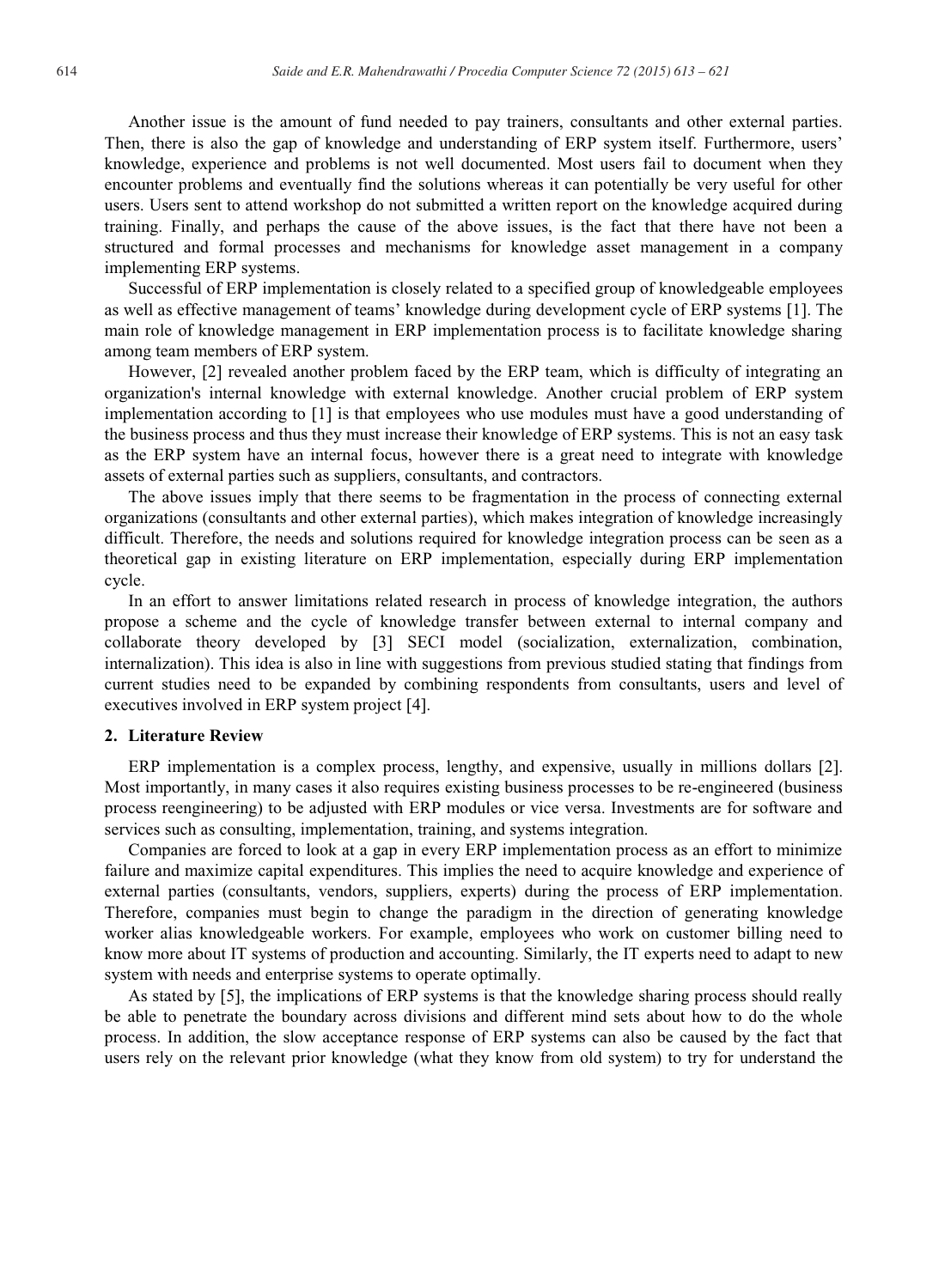Another issue is the amount of fund needed to pay trainers, consultants and other external parties. Then, there is also the gap of knowledge and understanding of ERP system itself. Furthermore, users' knowledge, experience and problems is not well documented. Most users fail to document when they encounter problems and eventually find the solutions whereas it can potentially be very useful for other users. Users sent to attend workshop do not submitted a written report on the knowledge acquired during training. Finally, and perhaps the cause of the above issues, is the fact that there have not been a structured and formal processes and mechanisms for knowledge asset management in a company implementing ERP systems.

Successful of ERP implementation is closely related to a specified group of knowledgeable employees as well as effective management of teams' knowledge during development cycle of ERP systems [1]. The main role of knowledge management in ERP implementation process is to facilitate knowledge sharing among team members of ERP system.

However, [2] revealed another problem faced by the ERP team, which is difficulty of integrating an organization's internal knowledge with external knowledge. Another crucial problem of ERP system implementation according to [1] is that employees who use modules must have a good understanding of the business process and thus they must increase their knowledge of ERP systems. This is not an easy task as the ERP system have an internal focus, however there is a great need to integrate with knowledge assets of external parties such as suppliers, consultants, and contractors.

The above issues imply that there seems to be fragmentation in the process of connecting external organizations (consultants and other external parties), which makes integration of knowledge increasingly difficult. Therefore, the needs and solutions required for knowledge integration process can be seen as a theoretical gap in existing literature on ERP implementation, especially during ERP implementation cycle.

In an effort to answer limitations related research in process of knowledge integration, the authors propose a scheme and the cycle of knowledge transfer between external to internal company and collaborate theory developed by [3] SECI model (socialization, externalization, combination, internalization). This idea is also in line with suggestions from previous studied stating that findings from current studies need to be expanded by combining respondents from consultants, users and level of executives involved in ERP system project [4].

## 2. Literature Review

ERP implementation is a complex process, lengthy, and expensive, usually in millions dollars [2]. Most importantly, in many cases it also requires existing business processes to be re-engineered (business process reengineering) to be adjusted with ERP modules or vice versa. Investments are for software and services such as consulting, implementation, training, and systems integration.

Companies are forced to look at a gap in every ERP implementation process as an effort to minimize failure and maximize capital expenditures. This implies the need to acquire knowledge and experience of external parties (consultants, vendors, suppliers, experts) during the process of ERP implementation. Therefore, companies must begin to change the paradigm in the direction of generating knowledge worker alias knowledgeable workers. For example, employees who work on customer billing need to know more about IT systems of production and accounting. Similarly, the IT experts need to adapt to new system with needs and enterprise systems to operate optimally.

As stated by [5], the implications of ERP systems is that the knowledge sharing process should really be able to penetrate the boundary across divisions and different mind sets about how to do the whole process. In addition, the slow acceptance response of ERP systems can also be caused by the fact that users rely on the relevant prior knowledge (what they know from old system) to try for understand the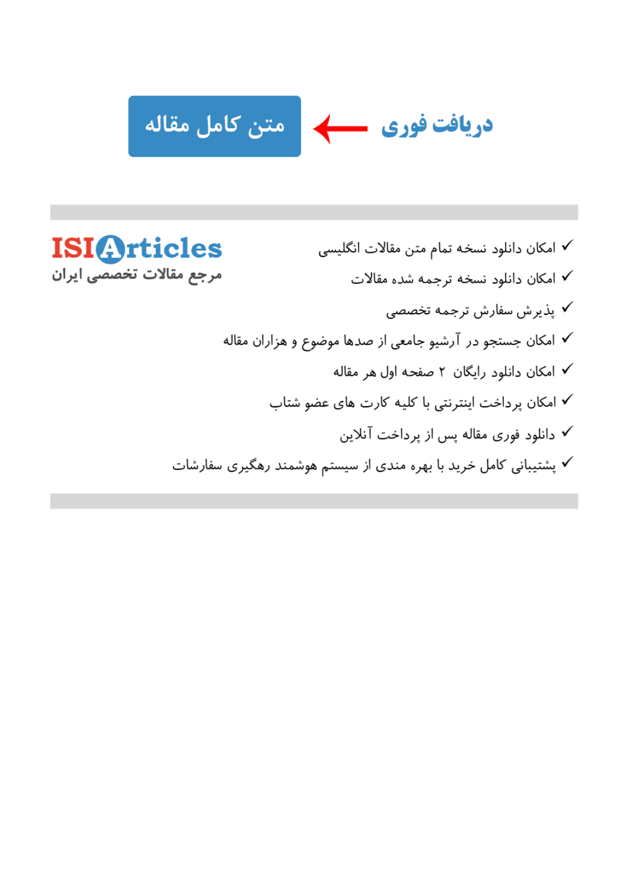دریافت فوری ← **متن کامل مقاله**

**ISIArticles**
مرجع مقالات تخصصی ایران

- ✓ امکان دانلود نسخه تمام متن مقالات انگلیسی
- ✓ امکان دانلود نسخه ترجمه شده مقالات
- ✓ پذیرش سفارش ترجمه تخصصی
- ✓ امکان جستجو در آرشیو جامعی از صدها موضوع و هزاران مقاله
- ✓ امکان دانلود رایگان ۲ صفحه اول هر مقاله
- ✓ امکان پرداخت اینترنتی با کلیه کارت های عضو شتاب
- ✓ دانلود فوری مقاله پس از پرداخت آنلاین
- ✓ پشتیبانی کامل خرید با بهره مندی از سیستم هوشمند رهگیری سفارشات